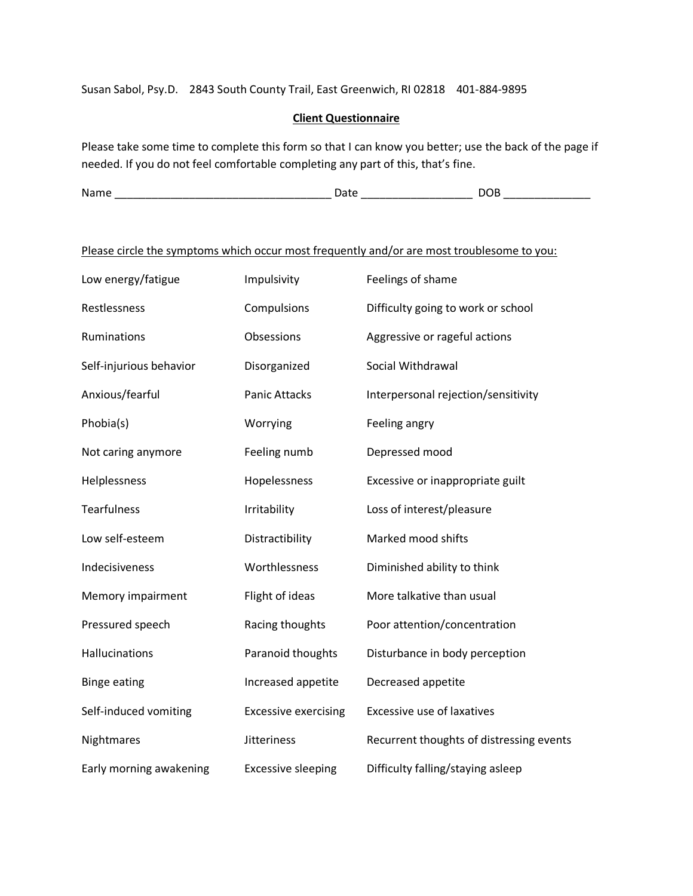Susan Sabol, Psy.D.    2843 South County Trail, East Greenwich, RI 02818    401-884-9895

## Client Questionnaire

Please take some time to complete this form so that I can know you better; use the back of the page if needed. If you do not feel comfortable completing any part of this, that's fine.

Name ___________________________________ Date _________________ DOB _____________

Please circle the symptoms which occur most frequently and/or are most troublesome to you:

| | | |
|---|---|---|
| Low energy/fatigue | Impulsivity | Feelings of shame |
| Restlessness | Compulsions | Difficulty going to work or school |
| Ruminations | Obsessions | Aggressive or rageful actions |
| Self-injurious behavior | Disorganized | Social Withdrawal |
| Anxious/fearful | Panic Attacks | Interpersonal rejection/sensitivity |
| Phobia(s) | Worrying | Feeling angry |
| Not caring anymore | Feeling numb | Depressed mood |
| Helplessness | Hopelessness | Excessive or inappropriate guilt |
| Tearfulness | Irritability | Loss of interest/pleasure |
| Low self-esteem | Distractibility | Marked mood shifts |
| Indecisiveness | Worthlessness | Diminished ability to think |
| Memory impairment | Flight of ideas | More talkative than usual |
| Pressured speech | Racing thoughts | Poor attention/concentration |
| Hallucinations | Paranoid thoughts | Disturbance in body perception |
| Binge eating | Increased appetite | Decreased appetite |
| Self-induced vomiting | Excessive exercising | Excessive use of laxatives |
| Nightmares | Jitteriness | Recurrent thoughts of distressing events |
| Early morning awakening | Excessive sleeping | Difficulty falling/staying asleep |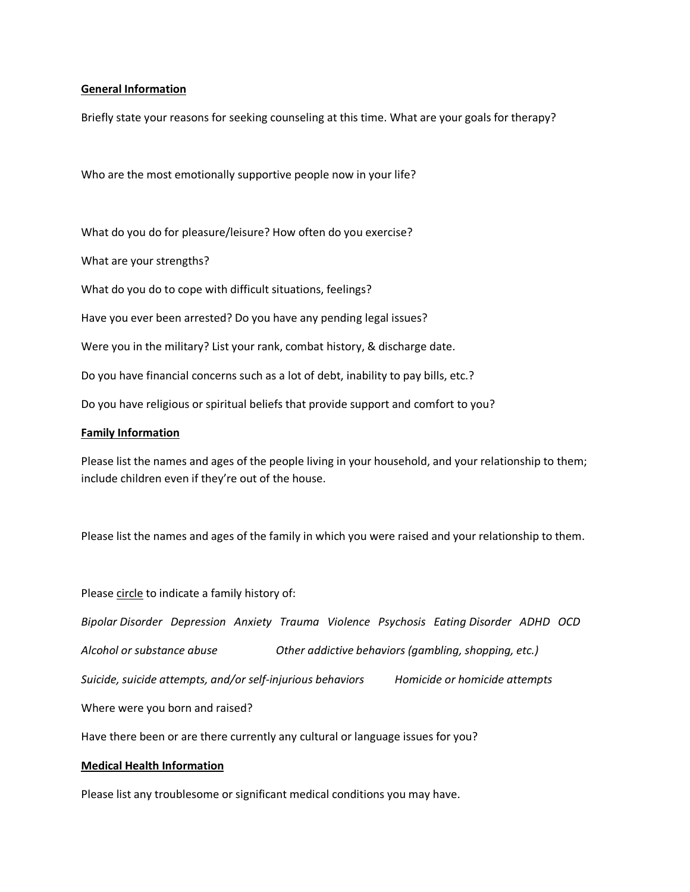**General Information**

Briefly state your reasons for seeking counseling at this time. What are your goals for therapy?

Who are the most emotionally supportive people now in your life?

What do you do for pleasure/leisure? How often do you exercise?

What are your strengths?

What do you do to cope with difficult situations, feelings?

Have you ever been arrested? Do you have any pending legal issues?

Were you in the military? List your rank, combat history, & discharge date.

Do you have financial concerns such as a lot of debt, inability to pay bills, etc.?

Do you have religious or spiritual beliefs that provide support and comfort to you?

**Family Information**

Please list the names and ages of the people living in your household, and your relationship to them; include children even if they're out of the house.

Please list the names and ages of the family in which you were raised and your relationship to them.

Please circle to indicate a family history of:

*Bipolar Disorder   Depression   Anxiety   Trauma   Violence   Psychosis   Eating Disorder   ADHD   OCD*

*Alcohol or substance abuse   Other addictive behaviors (gambling, shopping, etc.)*

*Suicide, suicide attempts, and/or self-injurious behaviors   Homicide or homicide attempts*

Where were you born and raised?

Have there been or are there currently any cultural or language issues for you?

**Medical Health Information**

Please list any troublesome or significant medical conditions you may have.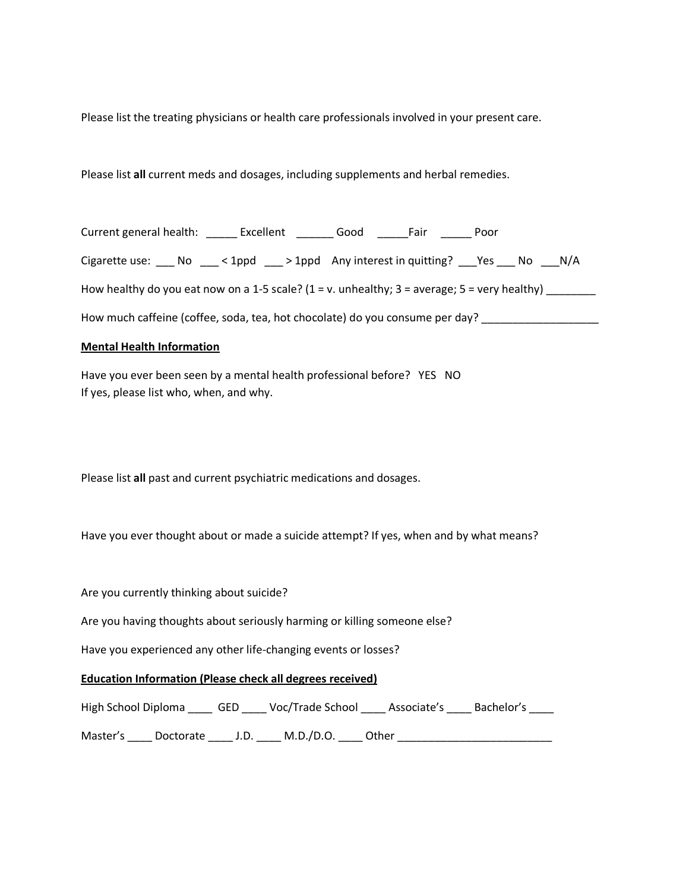Please list the treating physicians or health care professionals involved in your present care.

Please list **all** current meds and dosages, including supplements and herbal remedies.

Current general health: _____ Excellent ______ Good _____Fair _____ Poor

Cigarette use: ___ No ___ < 1ppd ___ > 1ppd Any interest in quitting? ___Yes ___ No ___N/A

How healthy do you eat now on a 1-5 scale? (1 = v. unhealthy; 3 = average; 5 = very healthy) ________

How much caffeine (coffee, soda, tea, hot chocolate) do you consume per day? ___________________

**Mental Health Information**

Have you ever been seen by a mental health professional before? YES NO
If yes, please list who, when, and why.

Please list **all** past and current psychiatric medications and dosages.

Have you ever thought about or made a suicide attempt? If yes, when and by what means?

Are you currently thinking about suicide?

Are you having thoughts about seriously harming or killing someone else?

Have you experienced any other life-changing events or losses?

**Education Information (Please check all degrees received)**

High School Diploma ____ GED ____ Voc/Trade School ____ Associate's ____ Bachelor's ____

Master's ____ Doctorate ____ J.D. ____ M.D./D.O. ____ Other _________________________